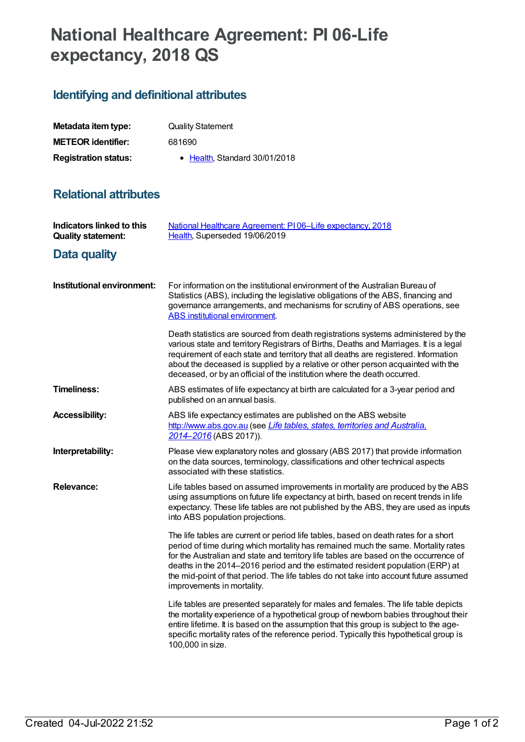# National Healthcare Agreement: PI 06-Life expectancy, 2018 QS

## Identifying and definitional attributes

| | |
|---|---|
| **Metadata item type:** | Quality Statement |
| **METEOR identifier:** | 681690 |
| **Registration status:** | • Health, Standard 30/01/2018 |

## Relational attributes

| | |
|---|---|
| **Indicators linked to this Quality statement:** | National Healthcare Agreement: PI 06–Life expectancy, 2018<br>Health, Superseded 19/06/2019 |

## Data quality

**Institutional environment:**

For information on the institutional environment of the Australian Bureau of Statistics (ABS), including the legislative obligations of the ABS, financing and governance arrangements, and mechanisms for scrutiny of ABS operations, see ABS institutional environment.

Death statistics are sourced from death registrations systems administered by the various state and territory Registrars of Births, Deaths and Marriages. It is a legal requirement of each state and territory that all deaths are registered. Information about the deceased is supplied by a relative or other person acquainted with the deceased, or by an official of the institution where the death occurred.

**Timeliness:**

ABS estimates of life expectancy at birth are calculated for a 3-year period and published on an annual basis.

**Accessibility:**

ABS life expectancy estimates are published on the ABS website http://www.abs.gov.au (see *Life tables, states, territories and Australia, 2014–2016* (ABS 2017)).

**Interpretability:**

Please view explanatory notes and glossary (ABS 2017) that provide information on the data sources, terminology, classifications and other technical aspects associated with these statistics.

**Relevance:**

Life tables based on assumed improvements in mortality are produced by the ABS using assumptions on future life expectancy at birth, based on recent trends in life expectancy. These life tables are not published by the ABS, they are used as inputs into ABS population projections.

The life tables are current or period life tables, based on death rates for a short period of time during which mortality has remained much the same. Mortality rates for the Australian and state and territory life tables are based on the occurrence of deaths in the 2014–2016 period and the estimated resident population (ERP) at the mid-point of that period. The life tables do not take into account future assumed improvements in mortality.

Life tables are presented separately for males and females. The life table depicts the mortality experience of a hypothetical group of newborn babies throughout their entire lifetime. It is based on the assumption that this group is subject to the age-specific mortality rates of the reference period. Typically this hypothetical group is 100,000 in size.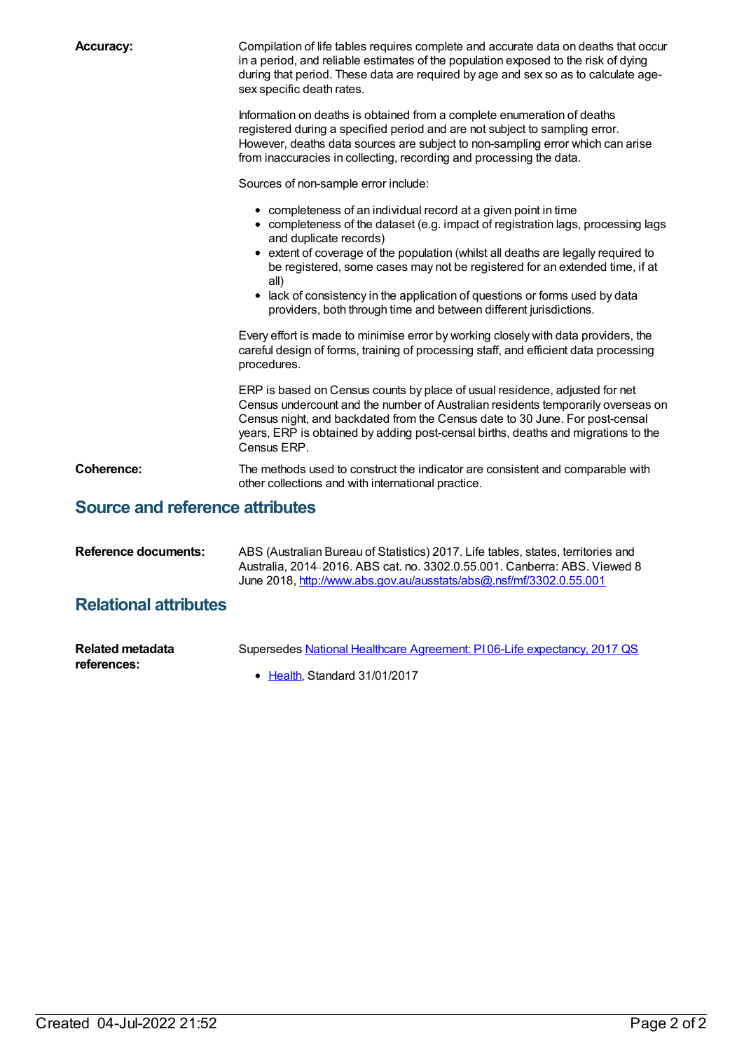**Accuracy:** Compilation of life tables requires complete and accurate data on deaths that occur in a period, and reliable estimates of the population exposed to the risk of dying during that period. These data are required by age and sex so as to calculate age-sex specific death rates.

Information on deaths is obtained from a complete enumeration of deaths registered during a specified period and are not subject to sampling error. However, deaths data sources are subject to non-sampling error which can arise from inaccuracies in collecting, recording and processing the data.

Sources of non-sample error include:

- completeness of an individual record at a given point in time
- completeness of the dataset (e.g. impact of registration lags, processing lags and duplicate records)
- extent of coverage of the population (whilst all deaths are legally required to be registered, some cases may not be registered for an extended time, if at all)
- lack of consistency in the application of questions or forms used by data providers, both through time and between different jurisdictions.

Every effort is made to minimise error by working closely with data providers, the careful design of forms, training of processing staff, and efficient data processing procedures.

ERP is based on Census counts by place of usual residence, adjusted for net Census undercount and the number of Australian residents temporarily overseas on Census night, and backdated from the Census date to 30 June. For post-censal years, ERP is obtained by adding post-censal births, deaths and migrations to the Census ERP.

**Coherence:** The methods used to construct the indicator are consistent and comparable with other collections and with international practice.

## Source and reference attributes

**Reference documents:** ABS (Australian Bureau of Statistics) 2017. Life tables, states, territories and Australia, 2014–2016. ABS cat. no. 3302.0.55.001. Canberra: ABS. Viewed 8 June 2018, http://www.abs.gov.au/ausstats/abs@.nsf/mf/3302.0.55.001

## Relational attributes

**Related metadata references:** Supersedes National Healthcare Agreement: PI 06-Life expectancy, 2017 QS

- Health, Standard 31/01/2017